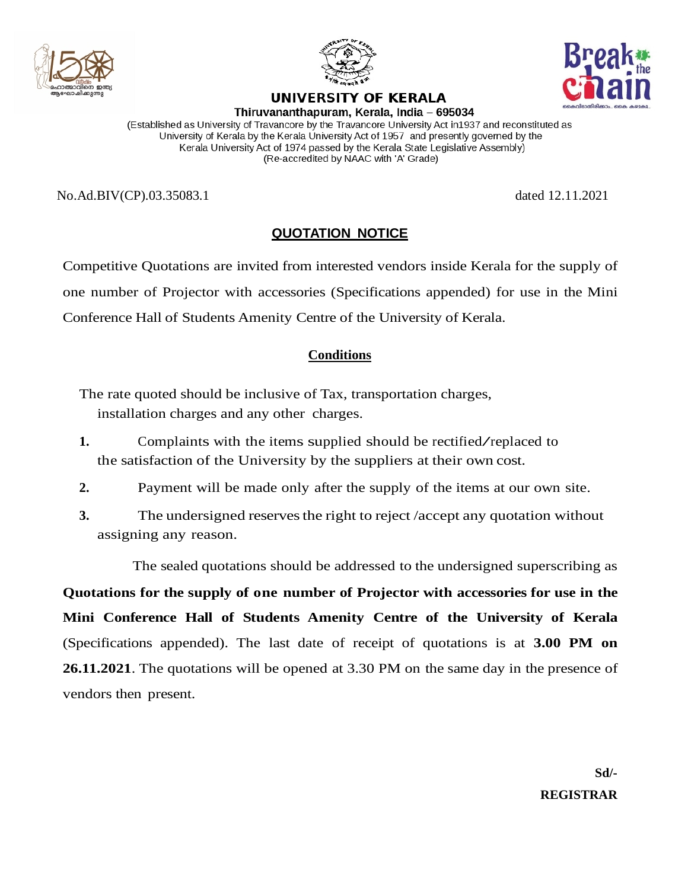# UNIVERSITY OF KERALA

**Thiruvananthapuram, Kerala, India – 695034**

(Established as University of Travancore by the Travancore University Act in1937 and reconstituted as University of Kerala by the Kerala University Act of 1957 and presently governed by the Kerala University Act of 1974 passed by the Kerala State Legislative Assembly)
(Re-accredited by NAAC with 'A' Grade)

No.Ad.BIV(CP).03.35083.1 dated 12.11.2021

## QUOTATION NOTICE

Competitive Quotations are invited from interested vendors inside Kerala for the supply of one number of Projector with accessories (Specifications appended) for use in the Mini Conference Hall of Students Amenity Centre of the University of Kerala.

### Conditions

The rate quoted should be inclusive of Tax, transportation charges, installation charges and any other charges.

1. Complaints with the items supplied should be rectified/replaced to the satisfaction of the University by the suppliers at their own cost.
2. Payment will be made only after the supply of the items at our own site.
3. The undersigned reserves the right to reject /accept any quotation without assigning any reason.

The sealed quotations should be addressed to the undersigned superscribing as **Quotations for the supply of one number of Projector with accessories for use in the Mini Conference Hall of Students Amenity Centre of the University of Kerala** (Specifications appended). The last date of receipt of quotations is at **3.00 PM on 26.11.2021**. The quotations will be opened at 3.30 PM on the same day in the presence of vendors then present.

**Sd/-**

**REGISTRAR**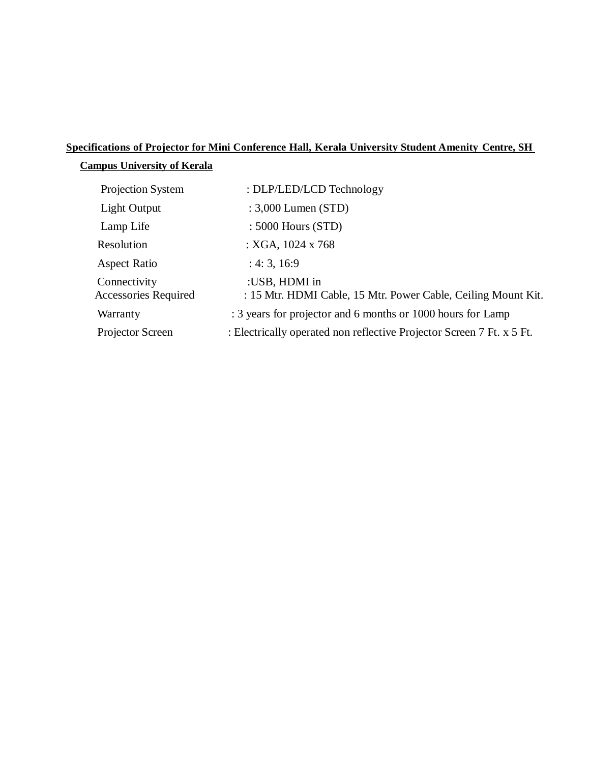**Specifications of Projector for Mini Conference Hall, Kerala University Student Amenity Centre, SH Campus University of Kerala**

| | |
|---|---|
| Projection System | : DLP/LED/LCD Technology |
| Light Output | : 3,000 Lumen (STD) |
| Lamp Life | : 5000 Hours (STD) |
| Resolution | : XGA, 1024 x 768 |
| Aspect Ratio | : 4: 3, 16:9 |
| Connectivity | :USB, HDMI in |
| Accessories Required | : 15 Mtr. HDMI Cable, 15 Mtr. Power Cable, Ceiling Mount Kit. |
| Warranty | : 3 years for projector and 6 months or 1000 hours for Lamp |
| Projector Screen | : Electrically operated non reflective Projector Screen 7 Ft. x 5 Ft. |